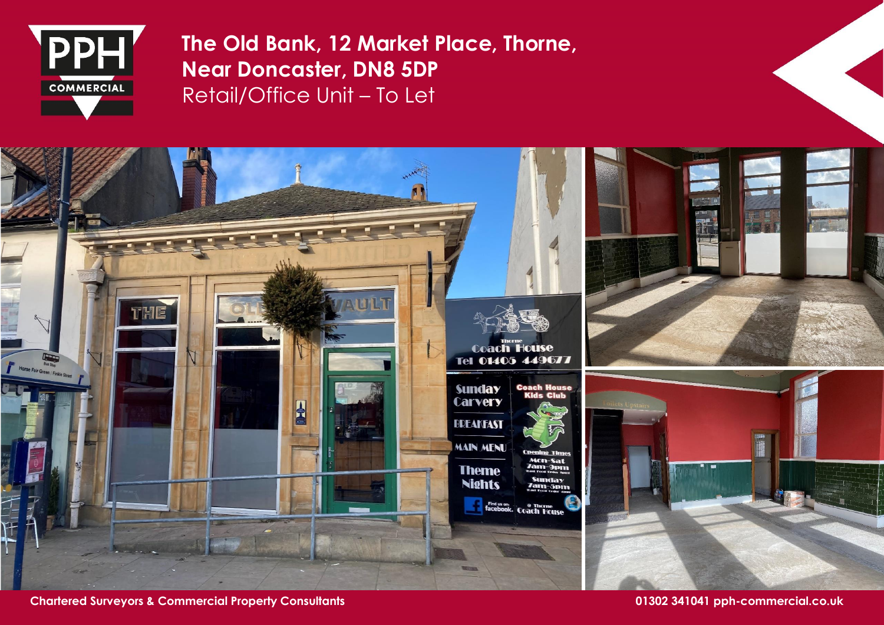PPH COMMERCIAL

# The Old Bank, 12 Market Place, Thorne, Near Doncaster, DN8 5DP

Retail/Office Unit – To Let

**Chartered Surveyors & Commercial Property Consultants**

**01302 341041 pph-commercial.co.uk**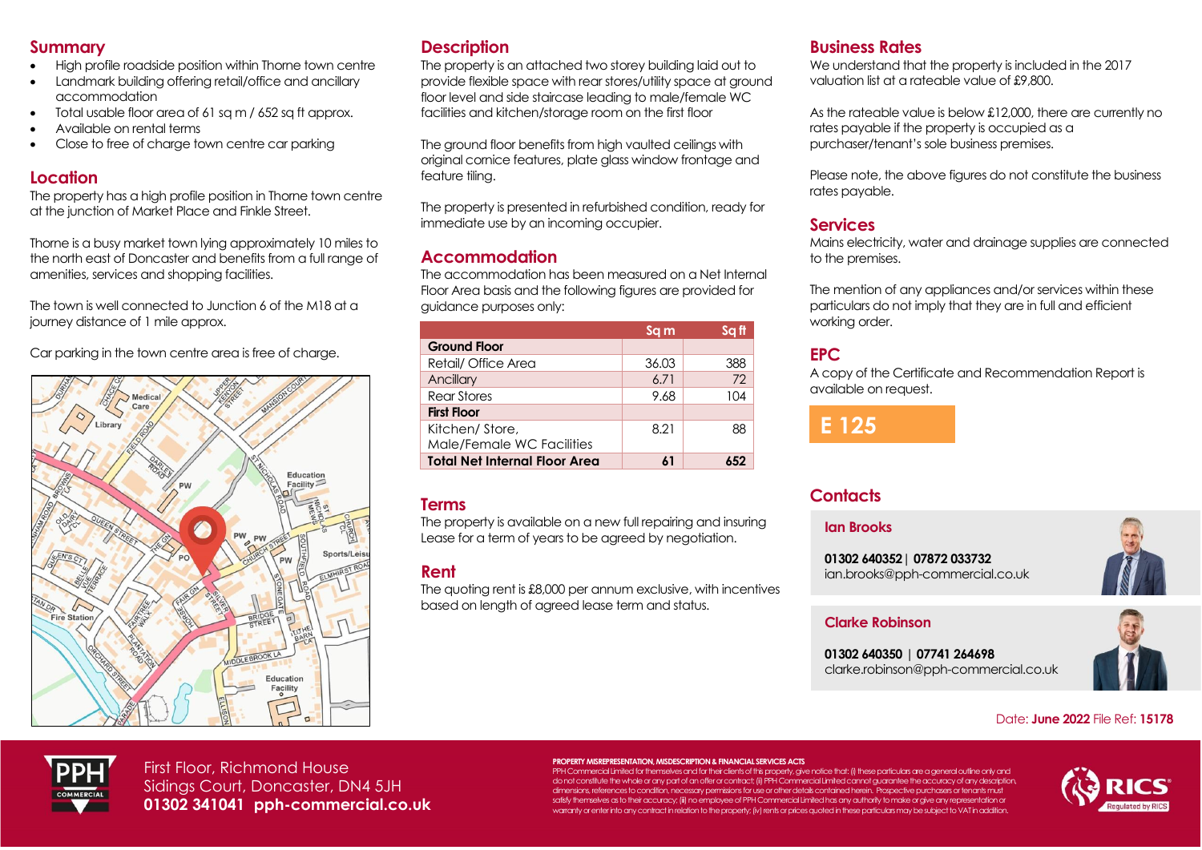## Summary

- High profile roadside position within Thorne town centre
- Landmark building offering retail/office and ancillary accommodation
- Total usable floor area of 61 sq m / 652 sq ft approx.
- Available on rental terms
- Close to free of charge town centre car parking

## Location

The property has a high profile position in Thorne town centre at the junction of Market Place and Finkle Street.

Thorne is a busy market town lying approximately 10 miles to the north east of Doncaster and benefits from a full range of amenities, services and shopping facilities.

The town is well connected to Junction 6 of the M18 at a journey distance of 1 mile approx.

Car parking in the town centre area is free of charge.

## Description

The property is an attached two storey building laid out to provide flexible space with rear stores/utility space at ground floor level and side staircase leading to male/female WC facilities and kitchen/storage room on the first floor

The ground floor benefits from high vaulted ceilings with original cornice features, plate glass window frontage and feature tiling.

The property is presented in refurbished condition, ready for immediate use by an incoming occupier.

## Accommodation

The accommodation has been measured on a Net Internal Floor Area basis and the following figures are provided for guidance purposes only:

| | Sq m | Sq ft |
|---|---|---|
| **Ground Floor** | | |
| Retail/ Office Area | 36.03 | 388 |
| Ancillary | 6.71 | 72 |
| Rear Stores | 9.68 | 104 |
| **First Floor** | | |
| Kitchen/ Store, Male/Female WC Facilities | 8.21 | 88 |
| **Total Net Internal Floor Area** | **61** | **652** |

## Terms

The property is available on a new full repairing and insuring Lease for a term of years to be agreed by negotiation.

## Rent

The quoting rent is £8,000 per annum exclusive, with incentives based on length of agreed lease term and status.

## Business Rates

We understand that the property is included in the 2017 valuation list at a rateable value of £9,800.

As the rateable value is below £12,000, there are currently no rates payable if the property is occupied as a purchaser/tenant's sole business premises.

Please note, the above figures do not constitute the business rates payable.

## Services

Mains electricity, water and drainage supplies are connected to the premises.

The mention of any appliances and/or services within these particulars do not imply that they are in full and efficient working order.

## EPC

A copy of the Certificate and Recommendation Report is available on request.

**E 125**

## Contacts

**Ian Brooks**

**01302 640352 | 07872 033732**
ian.brooks@pph-commercial.co.uk

**Clarke Robinson**

**01302 640350 | 07741 264698**
clarke.robinson@pph-commercial.co.uk

Date: **June 2022** File Ref: **15178**

First Floor, Richmond House
Sidings Court, Doncaster, DN4 5JH
**01302 341041 pph-commercial.co.uk**

**PROPERTY MISREPRESENTATION, MISDESCRIPTION & FINANCIAL SERVICES ACTS**
PPH Commercial Limited for themselves and for their clients of this property, give notice that: (i) these particulars are a general outline only and do not constitute the whole or any part of an offer or contract; (ii) PPH Commercial Limited cannot guarantee the accuracy of any description, dimensions, references to condition, necessary permissions for use or other details contained herein. Prospective purchasers or tenants must satisfy themselves as to their accuracy; (iii) no employee of PPH Commercial Limited has any authority to make or give any representation or warranty or enter into any contract in relation to the property; (iv) rents or prices quoted in these particulars may be subject to VAT in addition.